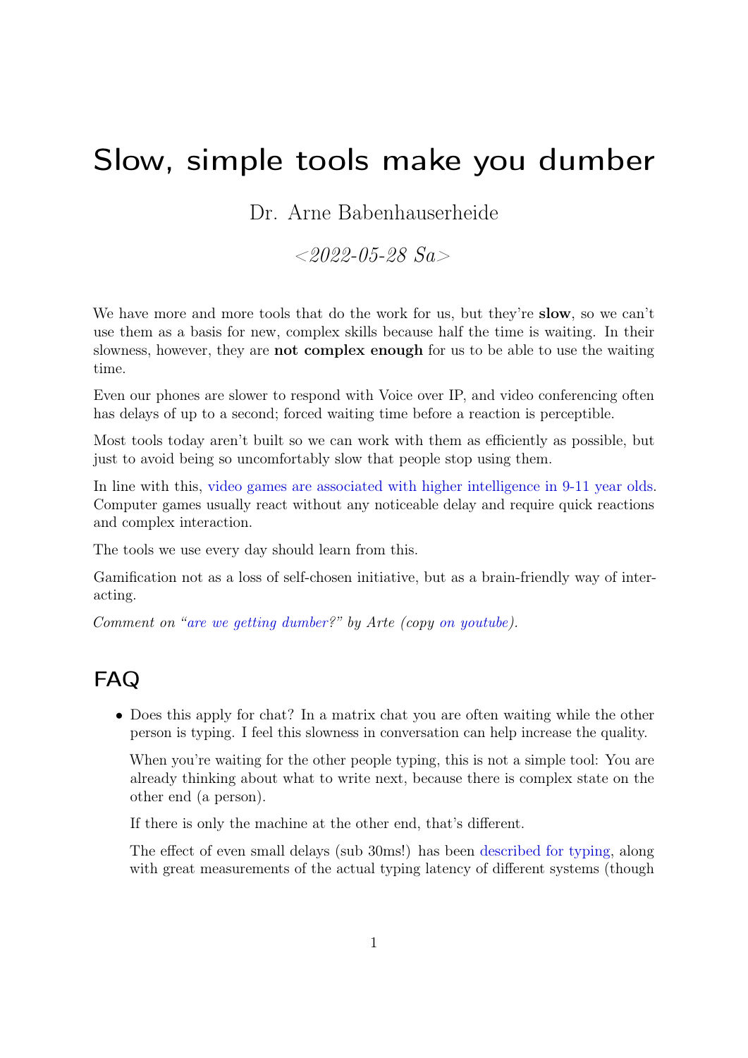# Slow, simple tools make you dumber

Dr. Arne Babenhauserheide

*<2022-05-28 Sa>*

We have more and more tools that do the work for us, but they're **slow**, so we can't use them as a basis for new, complex skills because half the time is waiting. In their slowness, however, they are **not complex enough** for us to be able to use the waiting time.

Even our phones are slower to respond with Voice over IP, and video conferencing often has delays of up to a second; forced waiting time before a reaction is perceptible.

Most tools today aren't built so we can work with them as efficiently as possible, but just to avoid being so uncomfortably slow that people stop using them.

In line with this, video games are associated with higher intelligence in 9-11 year olds. Computer games usually react without any noticeable delay and require quick reactions and complex interaction.

The tools we use every day should learn from this.

Gamification not as a loss of self-chosen initiative, but as a brain-friendly way of interacting.

*Comment on "are we getting dumber?" by Arte (copy on youtube).*

## FAQ

- Does this apply for chat? In a matrix chat you are often waiting while the other person is typing. I feel this slowness in conversation can help increase the quality.

  When you're waiting for the other people typing, this is not a simple tool: You are already thinking about what to write next, because there is complex state on the other end (a person).

  If there is only the machine at the other end, that's different.

  The effect of even small delays (sub 30ms!) has been described for typing, along with great measurements of the actual typing latency of different systems (though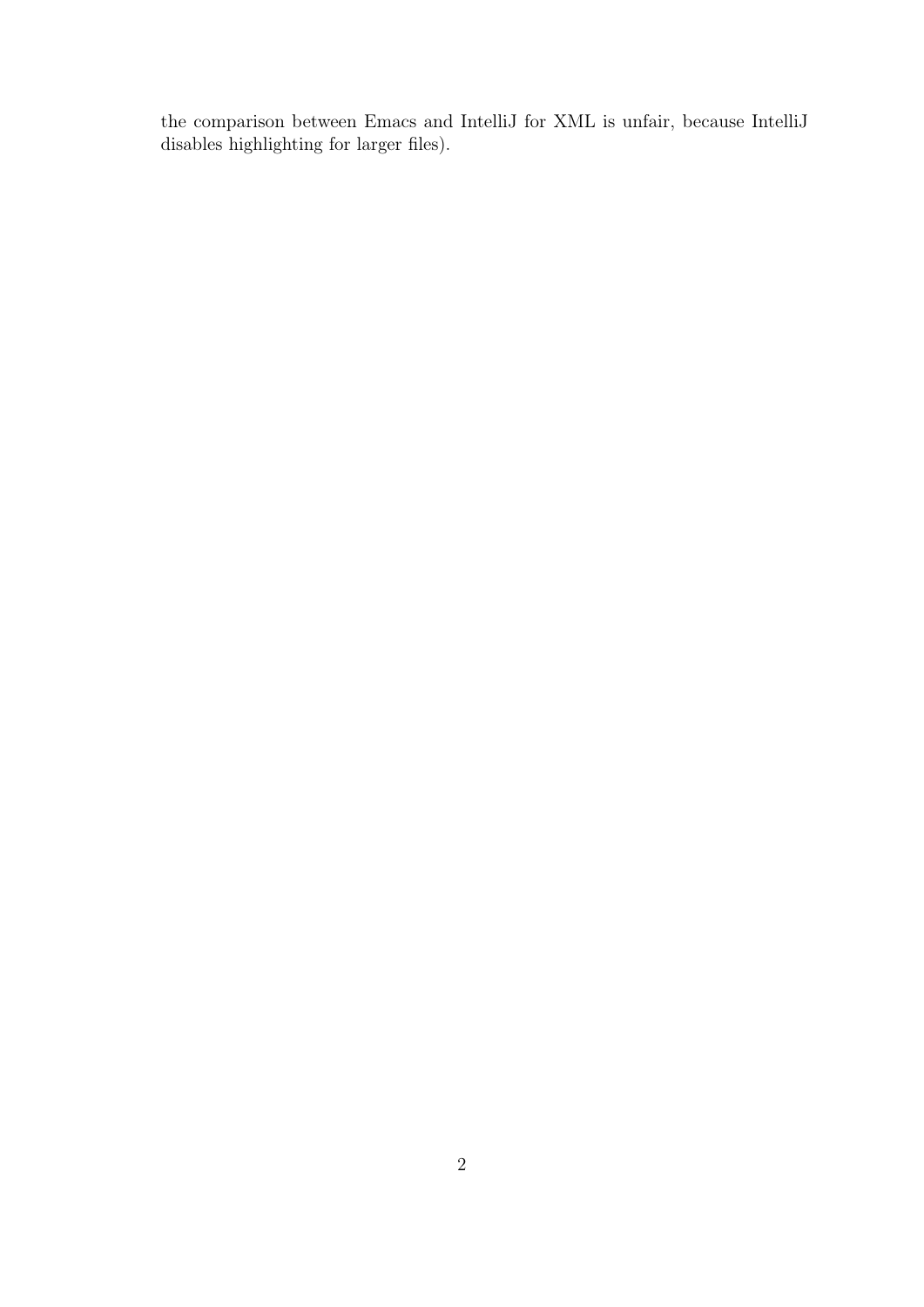the comparison between Emacs and IntelliJ for XML is unfair, because IntelliJ disables highlighting for larger files).